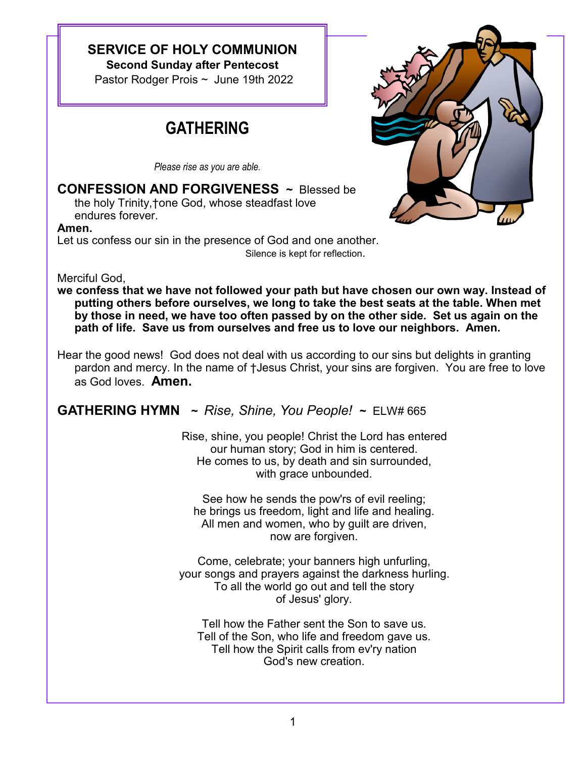**SERVICE OF HOLY COMMUNION**
**Second Sunday after Pentecost**
Pastor Rodger Prois ~ June 19th 2022

# GATHERING

*Please rise as you are able.*

**CONFESSION AND FORGIVENESS** ~ Blessed be the holy Trinity,†one God, whose steadfast love endures forever.
**Amen.**
Let us confess our sin in the presence of God and one another.
Silence is kept for reflection.

Merciful God,
**we confess that we have not followed your path but have chosen our own way. Instead of putting others before ourselves, we long to take the best seats at the table. When met by those in need, we have too often passed by on the other side. Set us again on the path of life. Save us from ourselves and free us to love our neighbors. Amen.**

Hear the good news! God does not deal with us according to our sins but delights in granting pardon and mercy. In the name of †Jesus Christ, your sins are forgiven. You are free to love as God loves. **Amen.**

**GATHERING HYMN** ~ *Rise, Shine, You People!* ~ ELW# 665

Rise, shine, you people! Christ the Lord has entered
our human story; God in him is centered.
He comes to us, by death and sin surrounded,
with grace unbounded.

See how he sends the pow'rs of evil reeling;
he brings us freedom, light and life and healing.
All men and women, who by guilt are driven,
now are forgiven.

Come, celebrate; your banners high unfurling,
your songs and prayers against the darkness hurling.
To all the world go out and tell the story
of Jesus' glory.

Tell how the Father sent the Son to save us.
Tell of the Son, who life and freedom gave us.
Tell how the Spirit calls from ev'ry nation
God's new creation.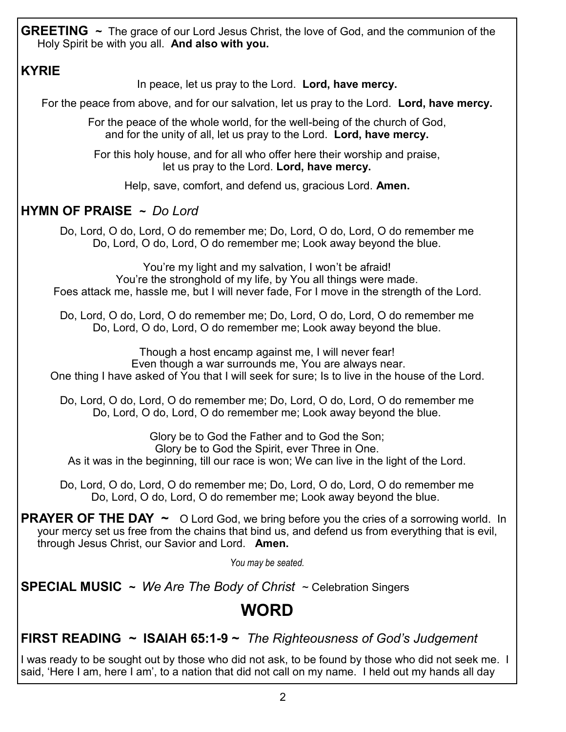**GREETING ~** The grace of our Lord Jesus Christ, the love of God, and the communion of the Holy Spirit be with you all. **And also with you.**

**KYRIE**

In peace, let us pray to the Lord. **Lord, have mercy.**

For the peace from above, and for our salvation, let us pray to the Lord. **Lord, have mercy.**

For the peace of the whole world, for the well-being of the church of God, and for the unity of all, let us pray to the Lord. **Lord, have mercy.**

For this holy house, and for all who offer here their worship and praise, let us pray to the Lord. **Lord, have mercy.**

Help, save, comfort, and defend us, gracious Lord. **Amen.**

**HYMN OF PRAISE ~** *Do Lord*

Do, Lord, O do, Lord, O do remember me; Do, Lord, O do, Lord, O do remember me
Do, Lord, O do, Lord, O do remember me; Look away beyond the blue.

You're my light and my salvation, I won't be afraid!
You're the stronghold of my life, by You all things were made.
Foes attack me, hassle me, but I will never fade, For I move in the strength of the Lord.

Do, Lord, O do, Lord, O do remember me; Do, Lord, O do, Lord, O do remember me
Do, Lord, O do, Lord, O do remember me; Look away beyond the blue.

Though a host encamp against me, I will never fear!
Even though a war surrounds me, You are always near.
One thing I have asked of You that I will seek for sure; Is to live in the house of the Lord.

Do, Lord, O do, Lord, O do remember me; Do, Lord, O do, Lord, O do remember me
Do, Lord, O do, Lord, O do remember me; Look away beyond the blue.

Glory be to God the Father and to God the Son;
Glory be to God the Spirit, ever Three in One.
As it was in the beginning, till our race is won; We can live in the light of the Lord.

Do, Lord, O do, Lord, O do remember me; Do, Lord, O do, Lord, O do remember me
Do, Lord, O do, Lord, O do remember me; Look away beyond the blue.

**PRAYER OF THE DAY ~** O Lord God, we bring before you the cries of a sorrowing world. In your mercy set us free from the chains that bind us, and defend us from everything that is evil, through Jesus Christ, our Savior and Lord. **Amen.**

*You may be seated.*

**SPECIAL MUSIC ~** *We Are The Body of Christ* ~ Celebration Singers

# WORD

**FIRST READING ~ ISAIAH 65:1-9 ~** *The Righteousness of God's Judgement*

I was ready to be sought out by those who did not ask, to be found by those who did not seek me. I said, 'Here I am, here I am', to a nation that did not call on my name. I held out my hands all day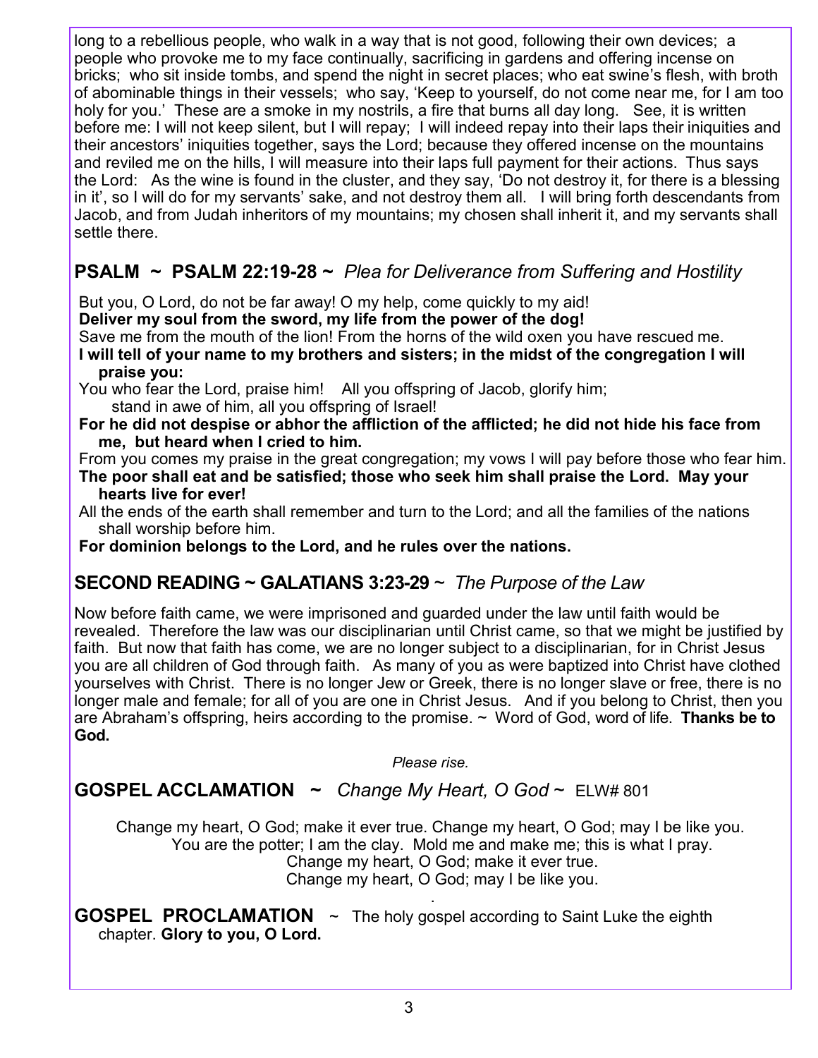long to a rebellious people, who walk in a way that is not good, following their own devices; a people who provoke me to my face continually, sacrificing in gardens and offering incense on bricks; who sit inside tombs, and spend the night in secret places; who eat swine's flesh, with broth of abominable things in their vessels; who say, 'Keep to yourself, do not come near me, for I am too holy for you.' These are a smoke in my nostrils, a fire that burns all day long. See, it is written before me: I will not keep silent, but I will repay; I will indeed repay into their laps their iniquities and their ancestors' iniquities together, says the Lord; because they offered incense on the mountains and reviled me on the hills, I will measure into their laps full payment for their actions. Thus says the Lord: As the wine is found in the cluster, and they say, 'Do not destroy it, for there is a blessing in it', so I will do for my servants' sake, and not destroy them all. I will bring forth descendants from Jacob, and from Judah inheritors of my mountains; my chosen shall inherit it, and my servants shall settle there.

## PSALM ~ PSALM 22:19-28 ~ *Plea for Deliverance from Suffering and Hostility*

But you, O Lord, do not be far away! O my help, come quickly to my aid!
**Deliver my soul from the sword, my life from the power of the dog!**
Save me from the mouth of the lion! From the horns of the wild oxen you have rescued me.
**I will tell of your name to my brothers and sisters; in the midst of the congregation I will praise you:**
You who fear the Lord, praise him! All you offspring of Jacob, glorify him; stand in awe of him, all you offspring of Israel!
**For he did not despise or abhor the affliction of the afflicted; he did not hide his face from me, but heard when I cried to him.**
From you comes my praise in the great congregation; my vows I will pay before those who fear him.
**The poor shall eat and be satisfied; those who seek him shall praise the Lord. May your hearts live for ever!**
All the ends of the earth shall remember and turn to the Lord; and all the families of the nations shall worship before him.
**For dominion belongs to the Lord, and he rules over the nations.**

## SECOND READING ~ GALATIANS 3:23-29 ~ *The Purpose of the Law*

Now before faith came, we were imprisoned and guarded under the law until faith would be revealed. Therefore the law was our disciplinarian until Christ came, so that we might be justified by faith. But now that faith has come, we are no longer subject to a disciplinarian, for in Christ Jesus you are all children of God through faith. As many of you as were baptized into Christ have clothed yourselves with Christ. There is no longer Jew or Greek, there is no longer slave or free, there is no longer male and female; for all of you are one in Christ Jesus. And if you belong to Christ, then you are Abraham's offspring, heirs according to the promise. ~ Word of God, word of life. **Thanks be to God.**

*Please rise.*

## GOSPEL ACCLAMATION ~ *Change My Heart, O God* ~ ELW# 801

Change my heart, O God; make it ever true. Change my heart, O God; may I be like you.
You are the potter; I am the clay. Mold me and make me; this is what I pray.
Change my heart, O God; make it ever true.
Change my heart, O God; may I be like you.

**GOSPEL PROCLAMATION** ~ The holy gospel according to Saint Luke the eighth chapter. **Glory to you, O Lord.**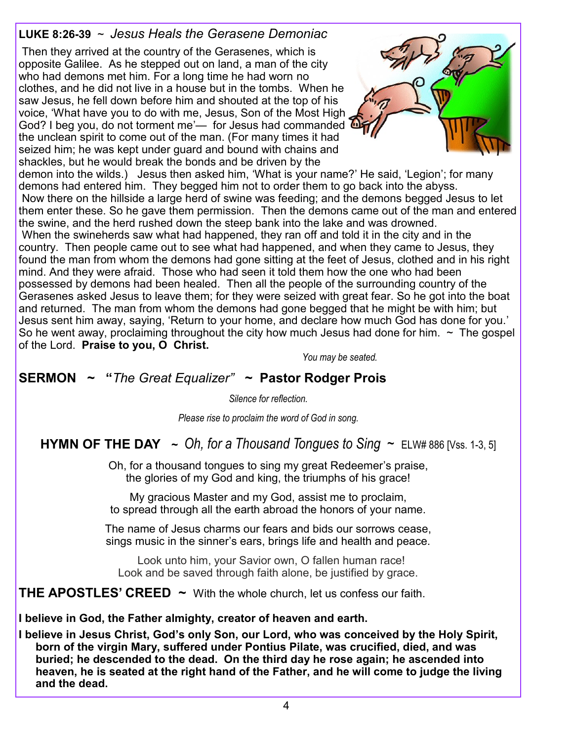**LUKE 8:26-39** ~ *Jesus Heals the Gerasene Demoniac*

Then they arrived at the country of the Gerasenes, which is opposite Galilee. As he stepped out on land, a man of the city who had demons met him. For a long time he had worn no clothes, and he did not live in a house but in the tombs. When he saw Jesus, he fell down before him and shouted at the top of his voice, 'What have you to do with me, Jesus, Son of the Most High God? I beg you, do not torment me'— for Jesus had commanded the unclean spirit to come out of the man. (For many times it had seized him; he was kept under guard and bound with chains and shackles, but he would break the bonds and be driven by the demon into the wilds.) Jesus then asked him, 'What is your name?' He said, 'Legion'; for many demons had entered him. They begged him not to order them to go back into the abyss.

Now there on the hillside a large herd of swine was feeding; and the demons begged Jesus to let them enter these. So he gave them permission. Then the demons came out of the man and entered the swine, and the herd rushed down the steep bank into the lake and was drowned.

When the swineherds saw what had happened, they ran off and told it in the city and in the country. Then people came out to see what had happened, and when they came to Jesus, they found the man from whom the demons had gone sitting at the feet of Jesus, clothed and in his right mind. And they were afraid. Those who had seen it told them how the one who had been possessed by demons had been healed. Then all the people of the surrounding country of the Gerasenes asked Jesus to leave them; for they were seized with great fear. So he got into the boat and returned. The man from whom the demons had gone begged that he might be with him; but Jesus sent him away, saying, 'Return to your home, and declare how much God has done for you.' So he went away, proclaiming throughout the city how much Jesus had done for him. ~ The gospel of the Lord. **Praise to you, O Christ.**

*You may be seated.*

## SERMON ~ "*The Great Equalizer*" ~ Pastor Rodger Prois

*Silence for reflection.*

*Please rise to proclaim the word of God in song.*

## HYMN OF THE DAY ~ *Oh, for a Thousand Tongues to Sing* ~ ELW# 886 [Vss. 1-3, 5]

Oh, for a thousand tongues to sing my great Redeemer's praise,
the glories of my God and king, the triumphs of his grace!

My gracious Master and my God, assist me to proclaim,
to spread through all the earth abroad the honors of your name.

The name of Jesus charms our fears and bids our sorrows cease,
sings music in the sinner's ears, brings life and health and peace.

Look unto him, your Savior own, O fallen human race!
Look and be saved through faith alone, be justified by grace.

## THE APOSTLES' CREED ~ With the whole church, let us confess our faith.

**I believe in God, the Father almighty, creator of heaven and earth.**

**I believe in Jesus Christ, God's only Son, our Lord, who was conceived by the Holy Spirit, born of the virgin Mary, suffered under Pontius Pilate, was crucified, died, and was buried; he descended to the dead. On the third day he rose again; he ascended into heaven, he is seated at the right hand of the Father, and he will come to judge the living and the dead.**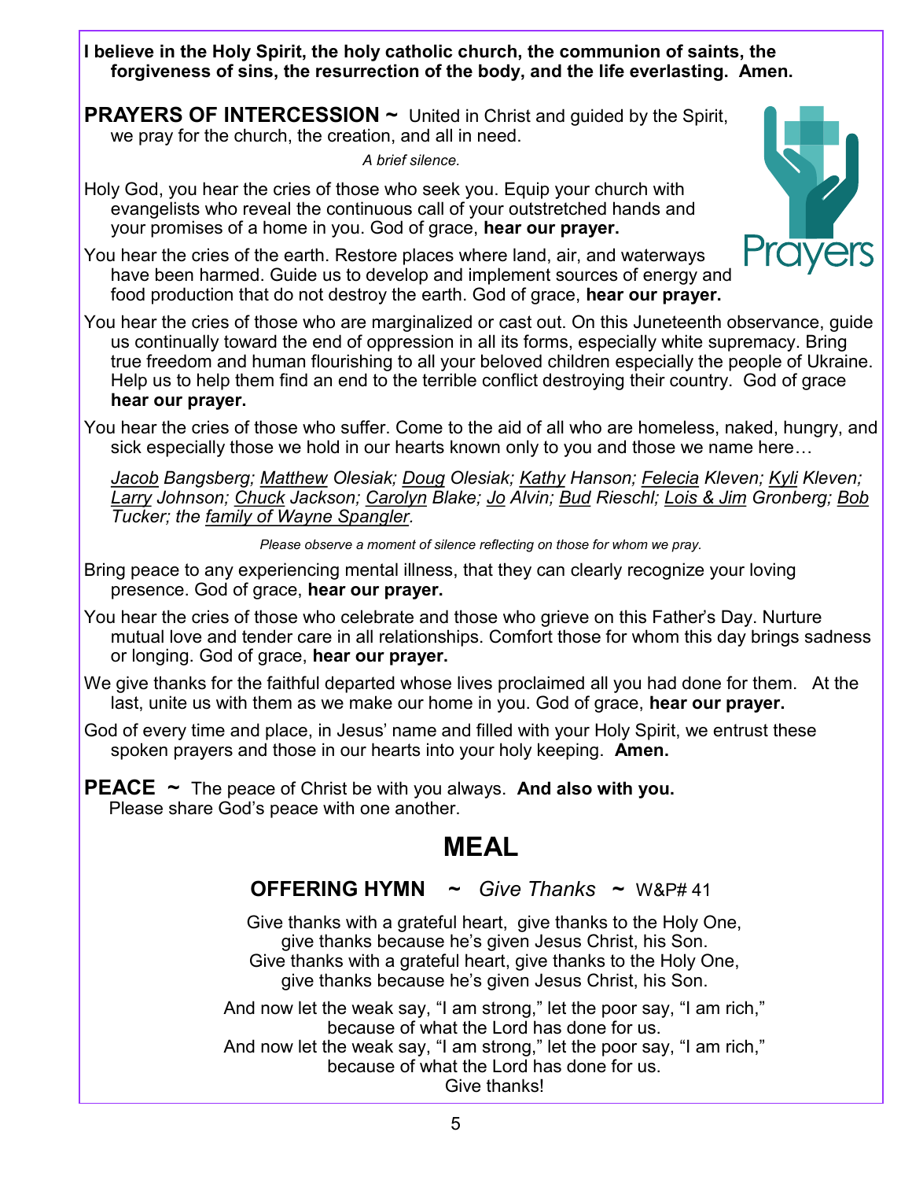**I believe in the Holy Spirit, the holy catholic church, the communion of saints, the forgiveness of sins, the resurrection of the body, and the life everlasting. Amen.**

**PRAYERS OF INTERCESSION ~** United in Christ and guided by the Spirit, we pray for the church, the creation, and all in need.

*A brief silence.*

Holy God, you hear the cries of those who seek you. Equip your church with evangelists who reveal the continuous call of your outstretched hands and your promises of a home in you. God of grace, **hear our prayer.**

You hear the cries of the earth. Restore places where land, air, and waterways have been harmed. Guide us to develop and implement sources of energy and food production that do not destroy the earth. God of grace, **hear our prayer.**

You hear the cries of those who are marginalized or cast out. On this Juneteenth observance, guide us continually toward the end of oppression in all its forms, especially white supremacy. Bring true freedom and human flourishing to all your beloved children especially the people of Ukraine. Help us to help them find an end to the terrible conflict destroying their country. God of grace **hear our prayer.**

You hear the cries of those who suffer. Come to the aid of all who are homeless, naked, hungry, and sick especially those we hold in our hearts known only to you and those we name here…

*Jacob Bangsberg; Matthew Olesiak; Doug Olesiak; Kathy Hanson; Felecia Kleven; Kyli Kleven; Larry Johnson; Chuck Jackson; Carolyn Blake; Jo Alvin; Bud Rieschl; Lois & Jim Gronberg; Bob Tucker; the family of Wayne Spangler.*

*Please observe a moment of silence reflecting on those for whom we pray.*

Bring peace to any experiencing mental illness, that they can clearly recognize your loving presence. God of grace, **hear our prayer.**

You hear the cries of those who celebrate and those who grieve on this Father's Day. Nurture mutual love and tender care in all relationships. Comfort those for whom this day brings sadness or longing. God of grace, **hear our prayer.**

We give thanks for the faithful departed whose lives proclaimed all you had done for them. At the last, unite us with them as we make our home in you. God of grace, **hear our prayer.**

God of every time and place, in Jesus' name and filled with your Holy Spirit, we entrust these spoken prayers and those in our hearts into your holy keeping. **Amen.**

**PEACE ~** The peace of Christ be with you always. **And also with you.**
Please share God's peace with one another.

# MEAL

## OFFERING HYMN ~ *Give Thanks* ~ W&P# 41

Give thanks with a grateful heart, give thanks to the Holy One,
give thanks because he's given Jesus Christ, his Son.
Give thanks with a grateful heart, give thanks to the Holy One,
give thanks because he's given Jesus Christ, his Son.

And now let the weak say, "I am strong," let the poor say, "I am rich,"
because of what the Lord has done for us.
And now let the weak say, "I am strong," let the poor say, "I am rich,"
because of what the Lord has done for us.
Give thanks!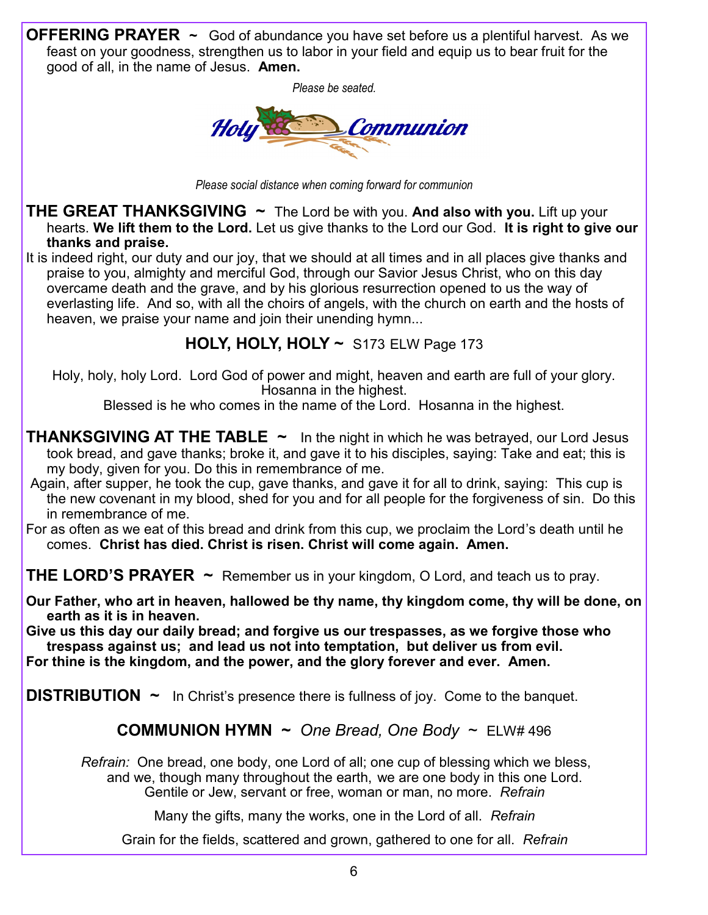**OFFERING PRAYER ~** God of abundance you have set before us a plentiful harvest. As we feast on your goodness, strengthen us to labor in your field and equip us to bear fruit for the good of all, in the name of Jesus. **Amen.**

*Please be seated.*

# Holy Communion

*Please social distance when coming forward for communion*

**THE GREAT THANKSGIVING ~** The Lord be with you. **And also with you.** Lift up your hearts. **We lift them to the Lord.** Let us give thanks to the Lord our God. **It is right to give our thanks and praise.**

It is indeed right, our duty and our joy, that we should at all times and in all places give thanks and praise to you, almighty and merciful God, through our Savior Jesus Christ, who on this day overcame death and the grave, and by his glorious resurrection opened to us the way of everlasting life. And so, with all the choirs of angels, with the church on earth and the hosts of heaven, we praise your name and join their unending hymn...

**HOLY, HOLY, HOLY ~** S173 ELW Page 173

Holy, holy, holy Lord. Lord God of power and might, heaven and earth are full of your glory. Hosanna in the highest.
Blessed is he who comes in the name of the Lord. Hosanna in the highest.

**THANKSGIVING AT THE TABLE ~** In the night in which he was betrayed, our Lord Jesus took bread, and gave thanks; broke it, and gave it to his disciples, saying: Take and eat; this is my body, given for you. Do this in remembrance of me.

Again, after supper, he took the cup, gave thanks, and gave it for all to drink, saying: This cup is the new covenant in my blood, shed for you and for all people for the forgiveness of sin. Do this in remembrance of me.

For as often as we eat of this bread and drink from this cup, we proclaim the Lord's death until he comes. **Christ has died. Christ is risen. Christ will come again. Amen.**

**THE LORD'S PRAYER ~** Remember us in your kingdom, O Lord, and teach us to pray.

**Our Father, who art in heaven, hallowed be thy name, thy kingdom come, thy will be done, on earth as it is in heaven.**
**Give us this day our daily bread; and forgive us our trespasses, as we forgive those who trespass against us; and lead us not into temptation, but deliver us from evil.**
**For thine is the kingdom, and the power, and the glory forever and ever. Amen.**

**DISTRIBUTION ~** In Christ's presence there is fullness of joy. Come to the banquet.

**COMMUNION HYMN ~** *One Bread, One Body* ~ ELW# 496

*Refrain:* One bread, one body, one Lord of all; one cup of blessing which we bless, and we, though many throughout the earth, we are one body in this one Lord.
Gentile or Jew, servant or free, woman or man, no more. *Refrain*

Many the gifts, many the works, one in the Lord of all. *Refrain*

Grain for the fields, scattered and grown, gathered to one for all. *Refrain*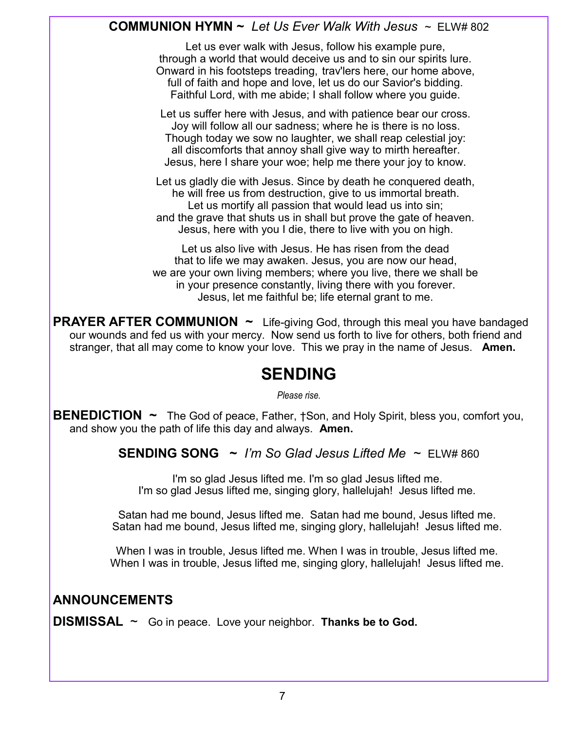**COMMUNION HYMN ~** *Let Us Ever Walk With Jesus* ~ ELW# 802

Let us ever walk with Jesus, follow his example pure,
through a world that would deceive us and to sin our spirits lure.
Onward in his footsteps treading, trav'lers here, our home above,
full of faith and hope and love, let us do our Savior's bidding.
Faithful Lord, with me abide; I shall follow where you guide.

Let us suffer here with Jesus, and with patience bear our cross.
Joy will follow all our sadness; where he is there is no loss.
Though today we sow no laughter, we shall reap celestial joy:
all discomforts that annoy shall give way to mirth hereafter.
Jesus, here I share your woe; help me there your joy to know.

Let us gladly die with Jesus. Since by death he conquered death,
he will free us from destruction, give to us immortal breath.
Let us mortify all passion that would lead us into sin;
and the grave that shuts us in shall but prove the gate of heaven.
Jesus, here with you I die, there to live with you on high.

Let us also live with Jesus. He has risen from the dead
that to life we may awaken. Jesus, you are now our head,
we are your own living members; where you live, there we shall be
in your presence constantly, living there with you forever.
Jesus, let me faithful be; life eternal grant to me.

**PRAYER AFTER COMMUNION ~** Life-giving God, through this meal you have bandaged our wounds and fed us with your mercy. Now send us forth to live for others, both friend and stranger, that all may come to know your love. This we pray in the name of Jesus. **Amen.**

# SENDING

*Please rise.*

**BENEDICTION ~** The God of peace, Father, †Son, and Holy Spirit, bless you, comfort you, and show you the path of life this day and always. **Amen.**

**SENDING SONG ~** *I'm So Glad Jesus Lifted Me* ~ ELW# 860

I'm so glad Jesus lifted me. I'm so glad Jesus lifted me.
I'm so glad Jesus lifted me, singing glory, hallelujah! Jesus lifted me.

Satan had me bound, Jesus lifted me. Satan had me bound, Jesus lifted me.
Satan had me bound, Jesus lifted me, singing glory, hallelujah! Jesus lifted me.

When I was in trouble, Jesus lifted me. When I was in trouble, Jesus lifted me.
When I was in trouble, Jesus lifted me, singing glory, hallelujah! Jesus lifted me.

**ANNOUNCEMENTS**

**DISMISSAL** ~ Go in peace. Love your neighbor. **Thanks be to God.**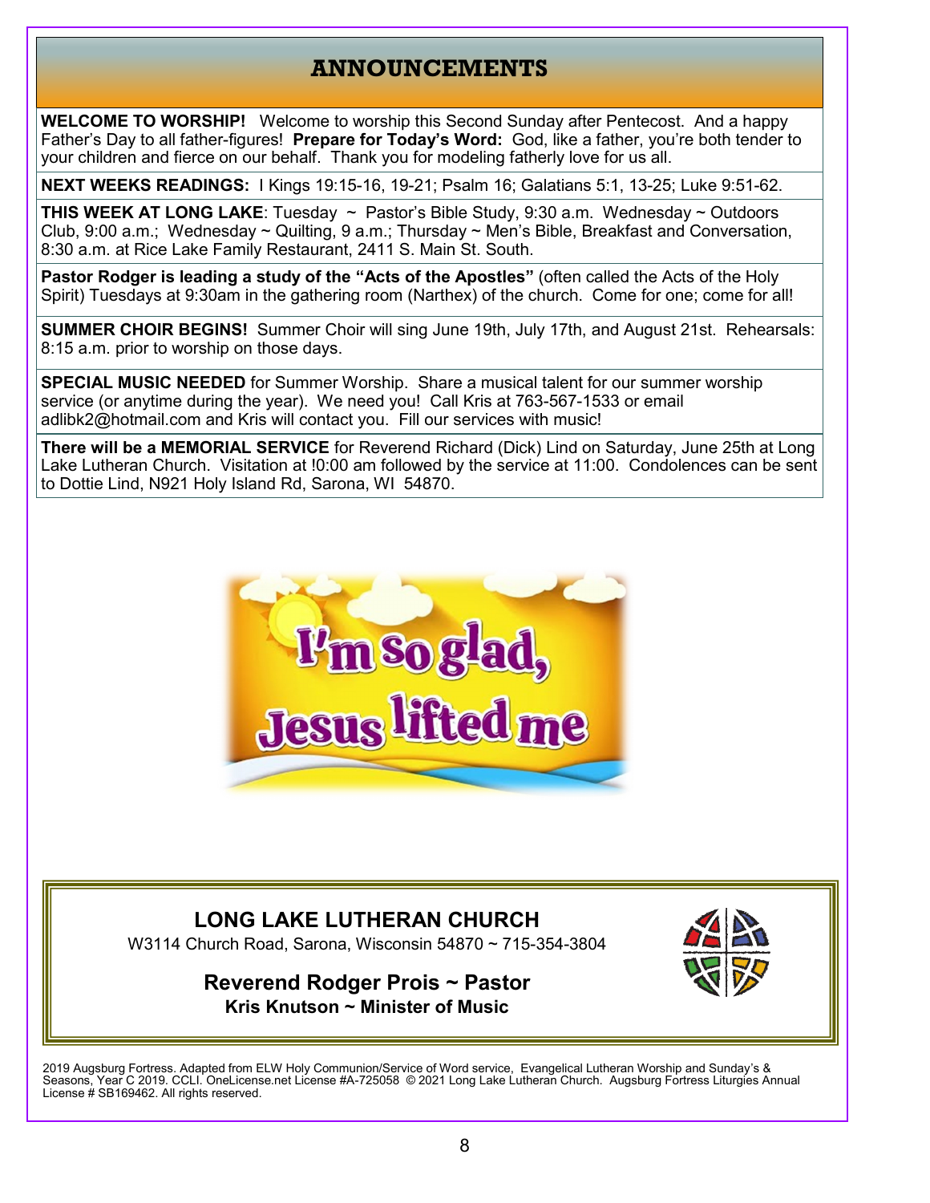## ANNOUNCEMENTS

**WELCOME TO WORSHIP!** Welcome to worship this Second Sunday after Pentecost. And a happy Father's Day to all father-figures! **Prepare for Today's Word:** God, like a father, you're both tender to your children and fierce on our behalf. Thank you for modeling fatherly love for us all.

**NEXT WEEKS READINGS:** I Kings 19:15-16, 19-21; Psalm 16; Galatians 5:1, 13-25; Luke 9:51-62.

**THIS WEEK AT LONG LAKE**: Tuesday ~ Pastor's Bible Study, 9:30 a.m. Wednesday ~ Outdoors Club, 9:00 a.m.; Wednesday ~ Quilting, 9 a.m.; Thursday ~ Men's Bible, Breakfast and Conversation, 8:30 a.m. at Rice Lake Family Restaurant, 2411 S. Main St. South.

**Pastor Rodger is leading a study of the "Acts of the Apostles"** (often called the Acts of the Holy Spirit) Tuesdays at 9:30am in the gathering room (Narthex) of the church. Come for one; come for all!

**SUMMER CHOIR BEGINS!** Summer Choir will sing June 19th, July 17th, and August 21st. Rehearsals: 8:15 a.m. prior to worship on those days.

**SPECIAL MUSIC NEEDED** for Summer Worship. Share a musical talent for our summer worship service (or anytime during the year). We need you! Call Kris at 763-567-1533 or email adlibk2@hotmail.com and Kris will contact you. Fill our services with music!

There will be a **MEMORIAL SERVICE** for Reverend Richard (Dick) Lind on Saturday, June 25th at Long Lake Lutheran Church. Visitation at !0:00 am followed by the service at 11:00. Condolences can be sent to Dottie Lind, N921 Holy Island Rd, Sarona, WI 54870.

I'm so glad, Jesus lifted me

**LONG LAKE LUTHERAN CHURCH**
W3114 Church Road, Sarona, Wisconsin 54870 ~ 715-354-3804

**Reverend Rodger Prois ~ Pastor**
**Kris Knutson ~ Minister of Music**

2019 Augsburg Fortress. Adapted from ELW Holy Communion/Service of Word service, Evangelical Lutheran Worship and Sunday's & Seasons, Year C 2019. CCLI. OneLicense.net License #A-725058 © 2021 Long Lake Lutheran Church. Augsburg Fortress Liturgies Annual License # SB169462. All rights reserved.